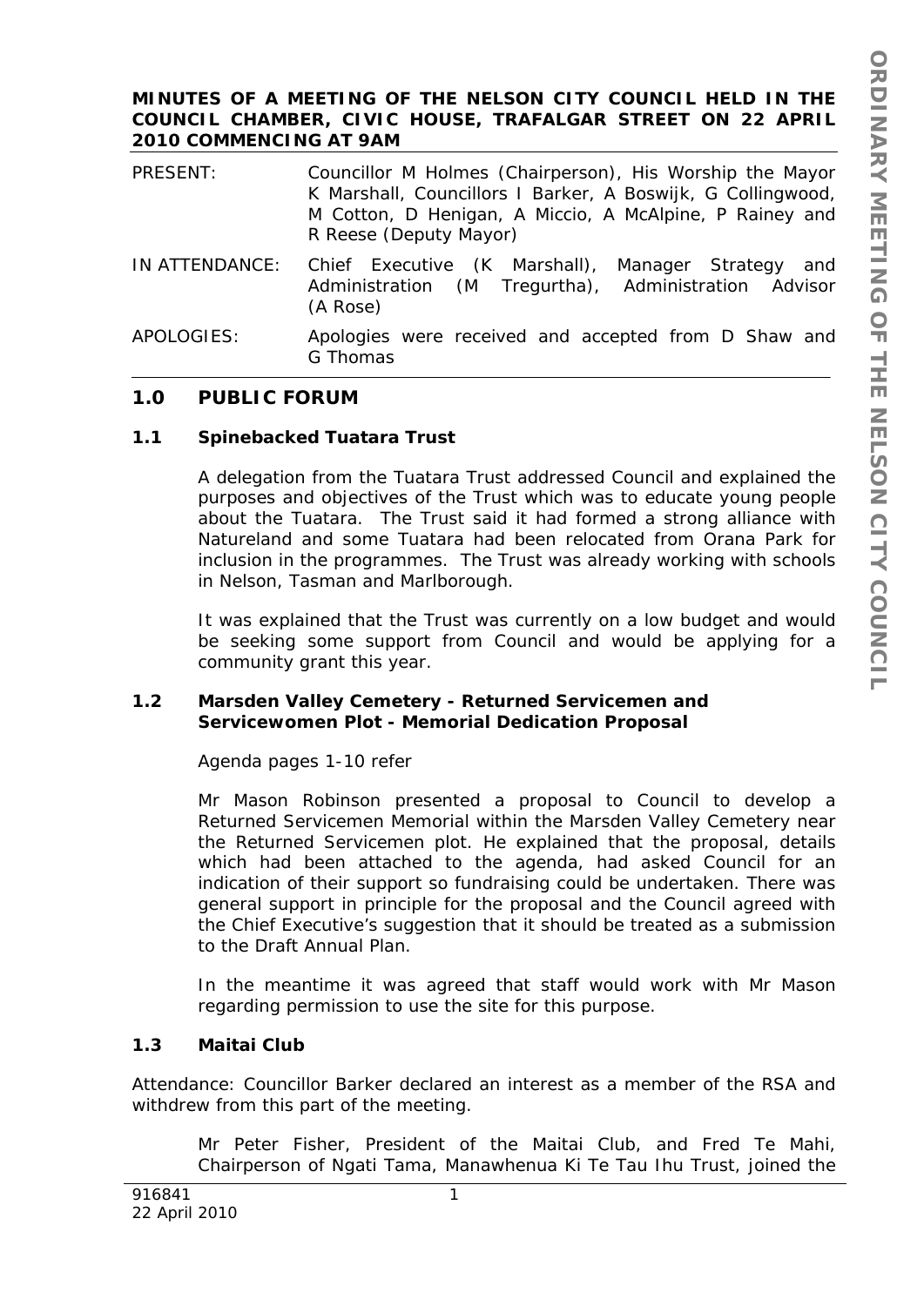**MINUTES OF A MEETING OF THE NELSON CITY COUNCIL HELD IN THE COUNCIL CHAMBER, CIVIC HOUSE, TRAFALGAR STREET ON 22 APRIL 2010 COMMENCING AT 9AM**

| | |
|---|---|
| PRESENT: | Councillor M Holmes (Chairperson), His Worship the Mayor K Marshall, Councillors I Barker, A Boswijk, G Collingwood, M Cotton, D Henigan, A Miccio, A McAlpine, P Rainey and R Reese (Deputy Mayor) |
| IN ATTENDANCE: | Chief Executive (K Marshall), Manager Strategy and Administration (M Tregurtha), Administration Advisor (A Rose) |
| APOLOGIES: | Apologies were received and accepted from D Shaw and G Thomas |

## 1.0 PUBLIC FORUM

### 1.1 Spinebacked Tuatara Trust

A delegation from the Tuatara Trust addressed Council and explained the purposes and objectives of the Trust which was to educate young people about the Tuatara. The Trust said it had formed a strong alliance with Natureland and some Tuatara had been relocated from Orana Park for inclusion in the programmes. The Trust was already working with schools in Nelson, Tasman and Marlborough.

It was explained that the Trust was currently on a low budget and would be seeking some support from Council and would be applying for a community grant this year.

### 1.2 Marsden Valley Cemetery - Returned Servicemen and Servicewomen Plot - Memorial Dedication Proposal

*Agenda pages 1-10 refer*

Mr Mason Robinson presented a proposal to Council to develop a Returned Servicemen Memorial within the Marsden Valley Cemetery near the Returned Servicemen plot. He explained that the proposal, details which had been attached to the agenda, had asked Council for an indication of their support so fundraising could be undertaken. There was general support in principle for the proposal and the Council agreed with the Chief Executive's suggestion that it should be treated as a submission to the Draft Annual Plan.

In the meantime it was agreed that staff would work with Mr Mason regarding permission to use the site for this purpose.

### 1.3 Maitai Club

Attendance: Councillor Barker declared an interest as a member of the RSA and withdrew from this part of the meeting.

Mr Peter Fisher, President of the Maitai Club, and Fred Te Mahi, Chairperson of Ngati Tama, Manawhenua Ki Te Tau Ihu Trust, joined the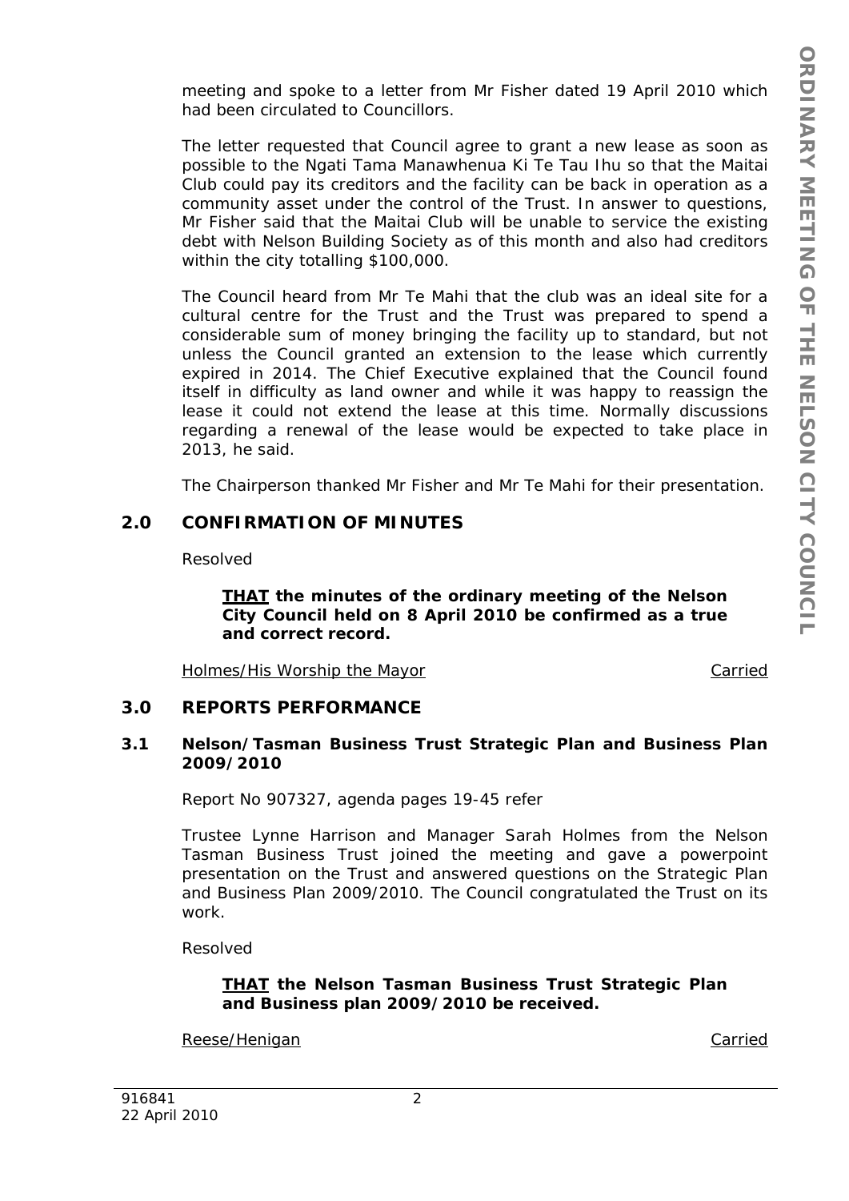meeting and spoke to a letter from Mr Fisher dated 19 April 2010 which had been circulated to Councillors.

The letter requested that Council agree to grant a new lease as soon as possible to the Ngati Tama Manawhenua Ki Te Tau Ihu so that the Maitai Club could pay its creditors and the facility can be back in operation as a community asset under the control of the Trust. In answer to questions, Mr Fisher said that the Maitai Club will be unable to service the existing debt with Nelson Building Society as of this month and also had creditors within the city totalling $100,000.

The Council heard from Mr Te Mahi that the club was an ideal site for a cultural centre for the Trust and the Trust was prepared to spend a considerable sum of money bringing the facility up to standard, but not unless the Council granted an extension to the lease which currently expired in 2014. The Chief Executive explained that the Council found itself in difficulty as land owner and while it was happy to reassign the lease it could not extend the lease at this time. Normally discussions regarding a renewal of the lease would be expected to take place in 2013, he said.

The Chairperson thanked Mr Fisher and Mr Te Mahi for their presentation.

## 2.0 CONFIRMATION OF MINUTES

Resolved

**<u>THAT</u> the minutes of the ordinary meeting of the Nelson City Council held on 8 April 2010 be confirmed as a true and correct record.**

<u>Holmes/His Worship the Mayor</u> <u>Carried</u>

## 3.0 REPORTS PERFORMANCE

### 3.1 Nelson/Tasman Business Trust Strategic Plan and Business Plan 2009/2010

Report No 907327, agenda pages 19-45 refer

Trustee Lynne Harrison and Manager Sarah Holmes from the Nelson Tasman Business Trust joined the meeting and gave a powerpoint presentation on the Trust and answered questions on the Strategic Plan and Business Plan 2009/2010. The Council congratulated the Trust on its work.

Resolved

**<u>THAT</u> the Nelson Tasman Business Trust Strategic Plan and Business plan 2009/2010 be received.**

<u>Reese/Henigan</u> <u>Carried</u>

916841
22 April 2010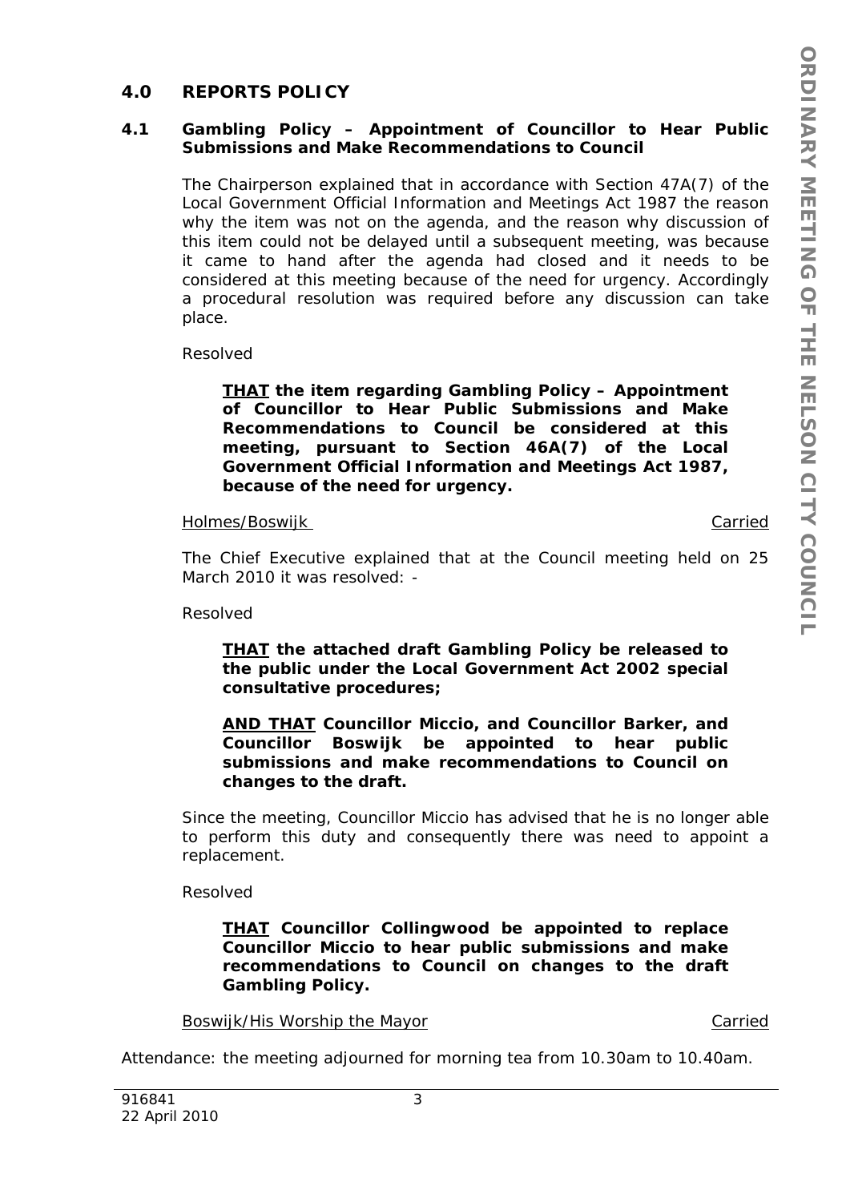## 4.0 REPORTS POLICY

### 4.1 Gambling Policy – Appointment of Councillor to Hear Public Submissions and Make Recommendations to Council

The Chairperson explained that in accordance with Section 47A(7) of the Local Government Official Information and Meetings Act 1987 the reason why the item was not on the agenda, and the reason why discussion of this item could not be delayed until a subsequent meeting, was because it came to hand after the agenda had closed and it needs to be considered at this meeting because of the need for urgency. Accordingly a procedural resolution was required before any discussion can take place.

Resolved

> **THAT the item regarding Gambling Policy – Appointment of Councillor to Hear Public Submissions and Make Recommendations to Council be considered at this meeting, pursuant to Section 46A(7) of the Local Government Official Information and Meetings Act 1987, because of the need for urgency.**

Holmes/Boswijk — Carried

The Chief Executive explained that at the Council meeting held on 25 March 2010 it was resolved: -

Resolved

> **THAT the attached draft Gambling Policy be released to the public under the Local Government Act 2002 special consultative procedures;**
>
> **AND THAT Councillor Miccio, and Councillor Barker, and Councillor Boswijk be appointed to hear public submissions and make recommendations to Council on changes to the draft.**

Since the meeting, Councillor Miccio has advised that he is no longer able to perform this duty and consequently there was need to appoint a replacement.

Resolved

> **THAT Councillor Collingwood be appointed to replace Councillor Miccio to hear public submissions and make recommendations to Council on changes to the draft Gambling Policy.**

Boswijk/His Worship the Mayor — Carried

Attendance: the meeting adjourned for morning tea from 10.30am to 10.40am.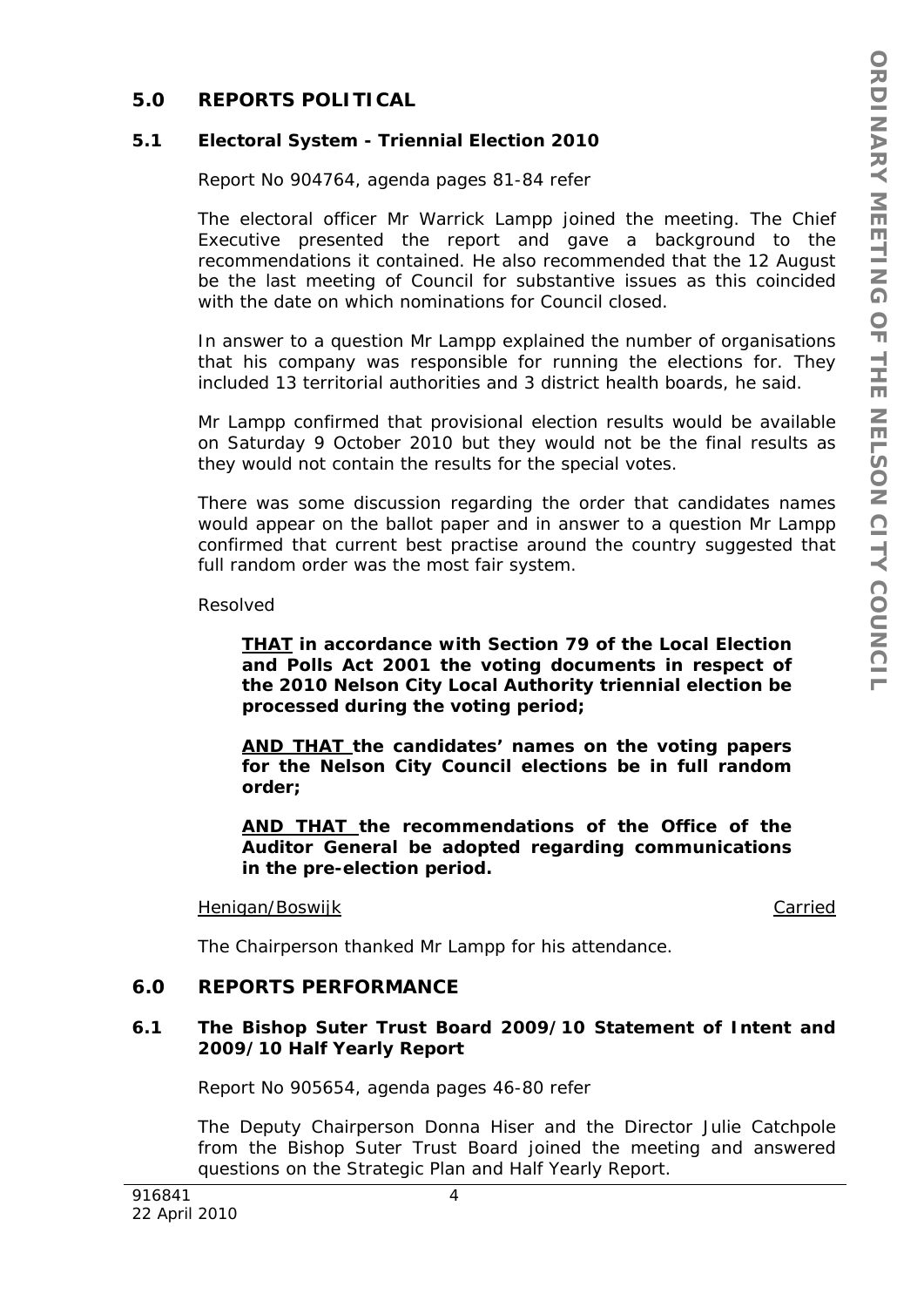## 5.0 REPORTS POLITICAL

### 5.1 Electoral System - Triennial Election 2010

Report No 904764, agenda pages 81-84 refer

The electoral officer Mr Warrick Lampp joined the meeting. The Chief Executive presented the report and gave a background to the recommendations it contained. He also recommended that the 12 August be the last meeting of Council for substantive issues as this coincided with the date on which nominations for Council closed.

In answer to a question Mr Lampp explained the number of organisations that his company was responsible for running the elections for. They included 13 territorial authorities and 3 district health boards, he said.

Mr Lampp confirmed that provisional election results would be available on Saturday 9 October 2010 but they would not be the final results as they would not contain the results for the special votes.

There was some discussion regarding the order that candidates names would appear on the ballot paper and in answer to a question Mr Lampp confirmed that current best practise around the country suggested that full random order was the most fair system.

Resolved

> **THAT in accordance with Section 79 of the Local Election and Polls Act 2001 the voting documents in respect of the 2010 Nelson City Local Authority triennial election be processed during the voting period;**
>
> **AND THAT the candidates' names on the voting papers for the Nelson City Council elections be in full random order;**
>
> **AND THAT the recommendations of the Office of the Auditor General be adopted regarding communications in the pre-election period.**

Henigan/Boswijk — Carried

The Chairperson thanked Mr Lampp for his attendance.

## 6.0 REPORTS PERFORMANCE

### 6.1 The Bishop Suter Trust Board 2009/10 Statement of Intent and 2009/10 Half Yearly Report

Report No 905654, agenda pages 46-80 refer

The Deputy Chairperson Donna Hiser and the Director Julie Catchpole from the Bishop Suter Trust Board joined the meeting and answered questions on the Strategic Plan and Half Yearly Report.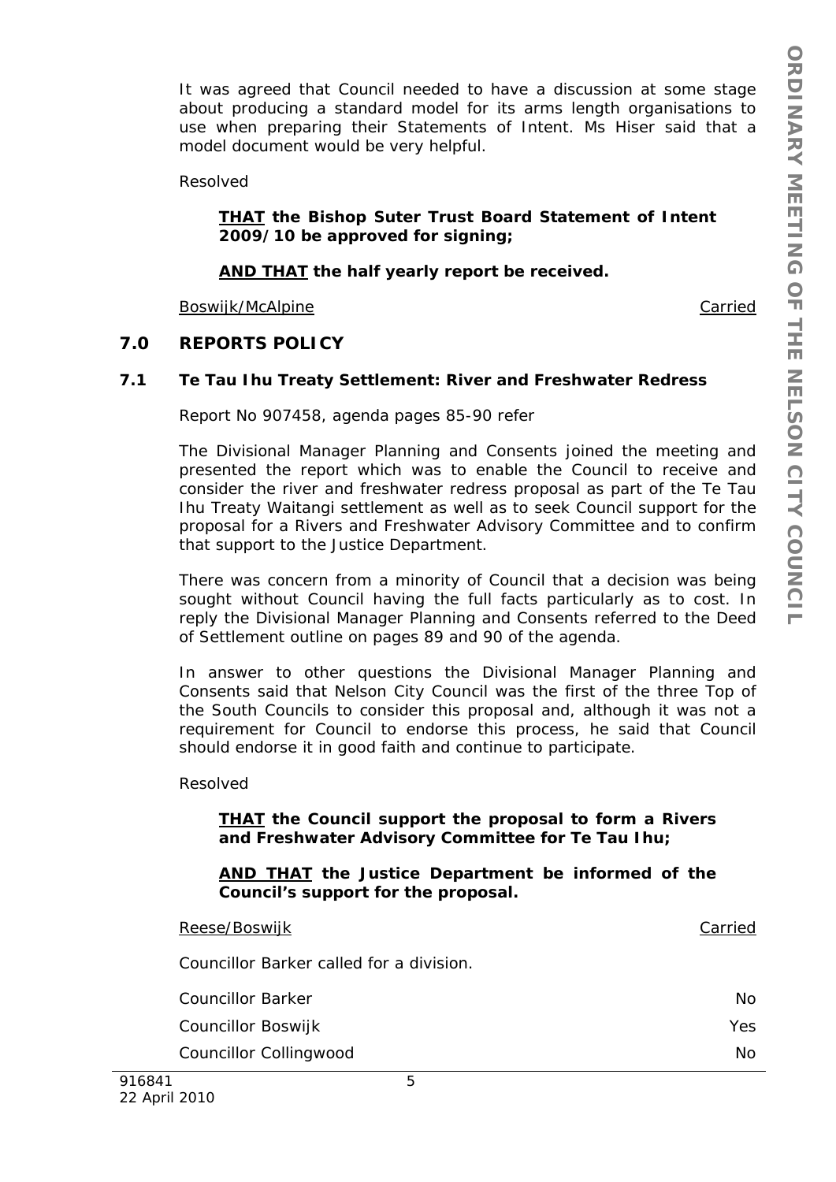It was agreed that Council needed to have a discussion at some stage about producing a standard model for its arms length organisations to use when preparing their Statements of Intent. Ms Hiser said that a model document would be very helpful.

Resolved

**THAT the Bishop Suter Trust Board Statement of Intent 2009/10 be approved for signing;**

**AND THAT the half yearly report be received.**

Boswijk/McAlpine — Carried

## 7.0 REPORTS POLICY

### 7.1 Te Tau Ihu Treaty Settlement: River and Freshwater Redress

Report No 907458, agenda pages 85-90 refer

The Divisional Manager Planning and Consents joined the meeting and presented the report which was to enable the Council to receive and consider the river and freshwater redress proposal as part of the Te Tau Ihu Treaty Waitangi settlement as well as to seek Council support for the proposal for a Rivers and Freshwater Advisory Committee and to confirm that support to the Justice Department.

There was concern from a minority of Council that a decision was being sought without Council having the full facts particularly as to cost. In reply the Divisional Manager Planning and Consents referred to the Deed of Settlement outline on pages 89 and 90 of the agenda.

In answer to other questions the Divisional Manager Planning and Consents said that Nelson City Council was the first of the three Top of the South Councils to consider this proposal and, although it was not a requirement for Council to endorse this process, he said that Council should endorse it in good faith and continue to participate.

Resolved

**THAT the Council support the proposal to form a Rivers and Freshwater Advisory Committee for Te Tau Ihu;**

**AND THAT the Justice Department be informed of the Council's support for the proposal.**

Reese/Boswijk — Carried

Councillor Barker called for a division.

| | |
|---|---|
| Councillor Barker | No |
| Councillor Boswijk | Yes |
| Councillor Collingwood | No |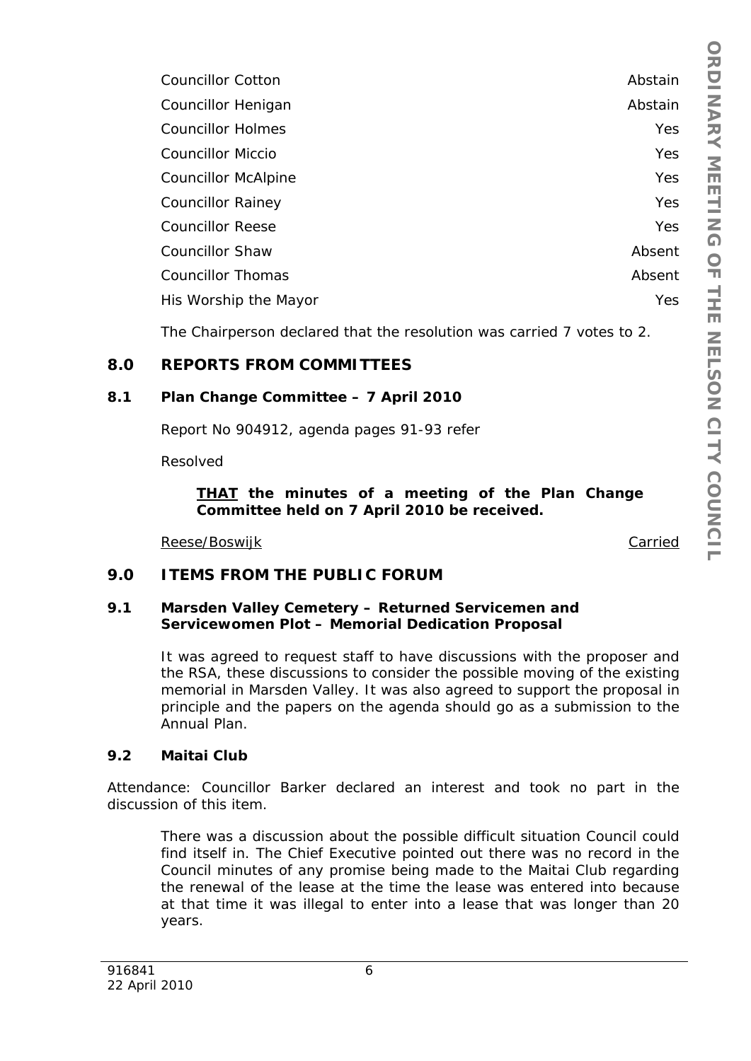| | |
|---|---|
| Councillor Cotton | Abstain |
| Councillor Henigan | Abstain |
| Councillor Holmes | Yes |
| Councillor Miccio | Yes |
| Councillor McAlpine | Yes |
| Councillor Rainey | Yes |
| Councillor Reese | Yes |
| Councillor Shaw | Absent |
| Councillor Thomas | Absent |
| His Worship the Mayor | Yes |

The Chairperson declared that the resolution was carried 7 votes to 2.

## 8.0 REPORTS FROM COMMITTEES

### 8.1 Plan Change Committee – 7 April 2010

Report No 904912, agenda pages 91-93 refer

Resolved

> **THAT the minutes of a meeting of the Plan Change Committee held on 7 April 2010 be received.**

Reese/Boswijk — Carried

## 9.0 ITEMS FROM THE PUBLIC FORUM

### 9.1 Marsden Valley Cemetery – Returned Servicemen and Servicewomen Plot – Memorial Dedication Proposal

It was agreed to request staff to have discussions with the proposer and the RSA, these discussions to consider the possible moving of the existing memorial in Marsden Valley. It was also agreed to support the proposal in principle and the papers on the agenda should go as a submission to the Annual Plan.

### 9.2 Maitai Club

Attendance: Councillor Barker declared an interest and took no part in the discussion of this item.

There was a discussion about the possible difficult situation Council could find itself in. The Chief Executive pointed out there was no record in the Council minutes of any promise being made to the Maitai Club regarding the renewal of the lease at the time the lease was entered into because at that time it was illegal to enter into a lease that was longer than 20 years.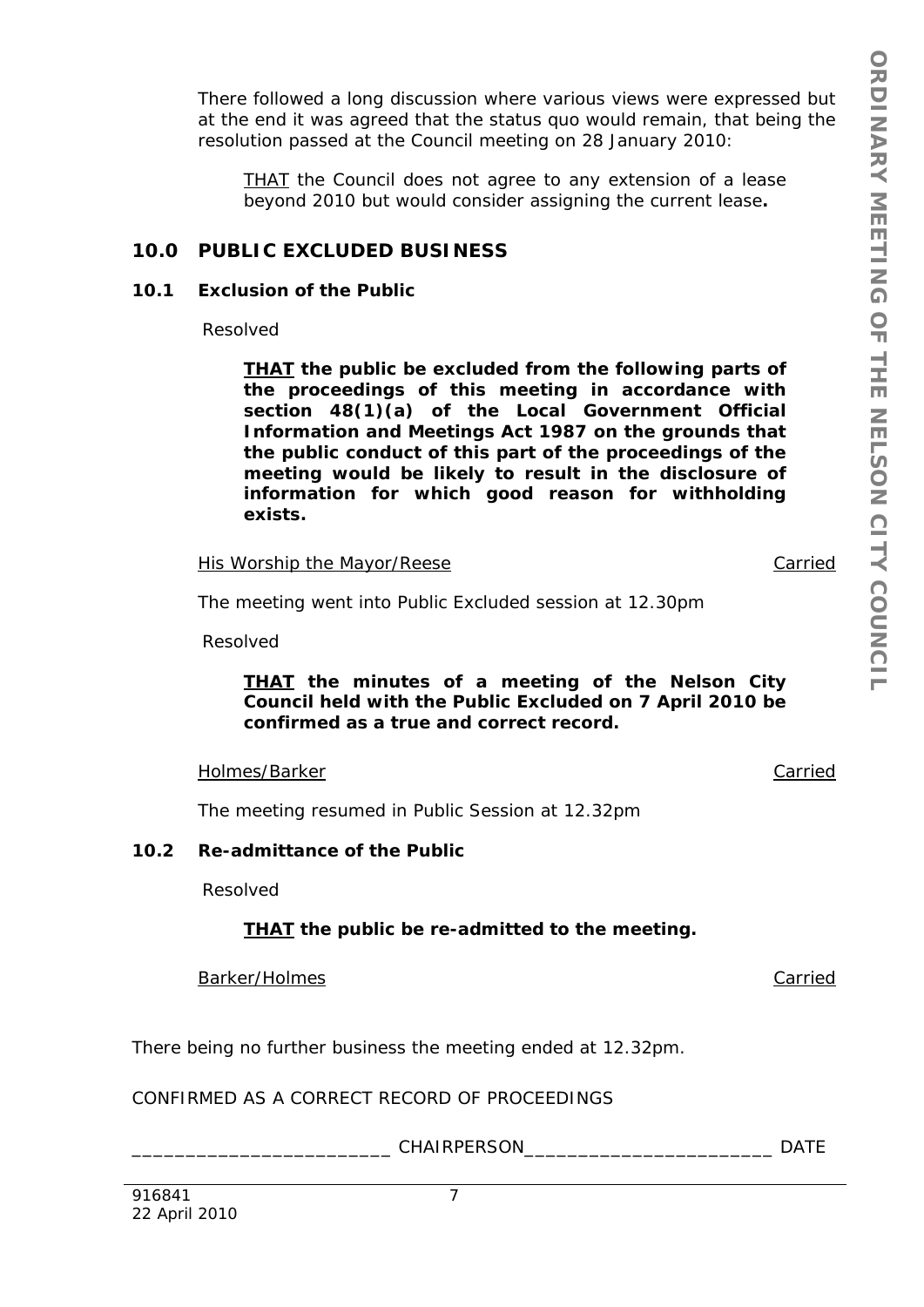There followed a long discussion where various views were expressed but at the end it was agreed that the status quo would remain, that being the resolution passed at the Council meeting on 28 January 2010:

> THAT the Council does not agree to any extension of a lease beyond 2010 but would consider assigning the current lease**.**

## 10.0 PUBLIC EXCLUDED BUSINESS

### 10.1 Exclusion of the Public

Resolved

> **THAT the public be excluded from the following parts of the proceedings of this meeting in accordance with section 48(1)(a) of the Local Government Official Information and Meetings Act 1987 on the grounds that the public conduct of this part of the proceedings of the meeting would be likely to result in the disclosure of information for which good reason for withholding exists.**

His Worship the Mayor/Reese — Carried

The meeting went into Public Excluded session at 12.30pm

Resolved

> **THAT the minutes of a meeting of the Nelson City Council held with the Public Excluded on 7 April 2010 be confirmed as a true and correct record.**

Holmes/Barker — Carried

The meeting resumed in Public Session at 12.32pm

### 10.2 Re-admittance of the Public

Resolved

> **THAT the public be re-admitted to the meeting.**

Barker/Holmes — Carried

There being no further business the meeting ended at 12.32pm.

CONFIRMED AS A CORRECT RECORD OF PROCEEDINGS

_______________________ CHAIRPERSON_______________________ DATE

916841
22 April 2010